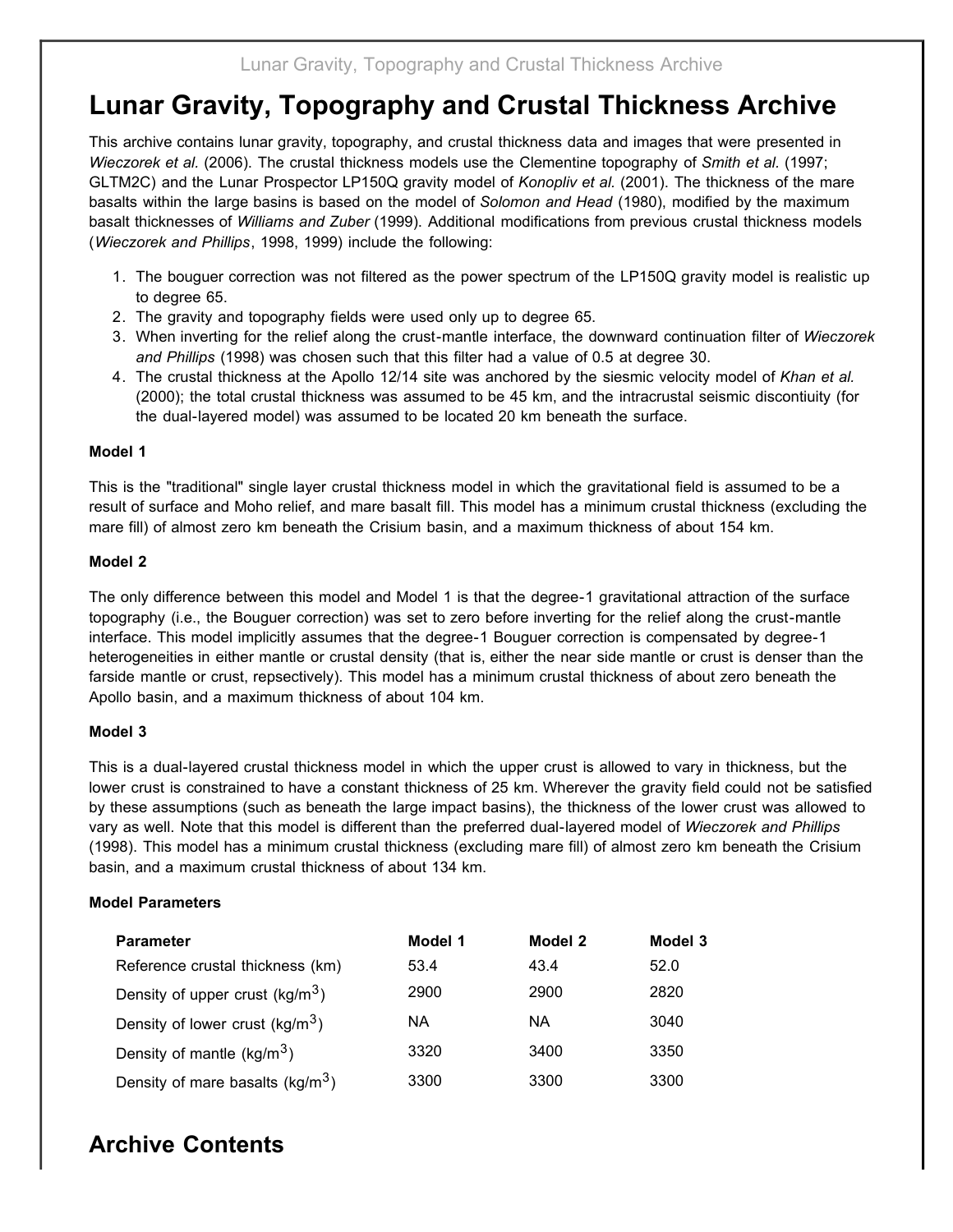# Lunar Gravity, Topography and Crustal Thickness Archive

This archive contains lunar gravity, topography, and crustal thickness data and images that were presented in *Wieczorek et al.* (2006). The crustal thickness models use the Clementine topography of *Smith et al.* (1997; GLTM2C) and the Lunar Prospector LP150Q gravity model of *Konopliv et al.* (2001). The thickness of the mare basalts within the large basins is based on the model of *Solomon and Head* (1980), modified by the maximum basalt thicknesses of *Williams and Zuber* (1999). Additional modifications from previous crustal thickness models (*Wieczorek and Phillips*, 1998, 1999) include the following:

1. The bouguer correction was not filtered as the power spectrum of the LP150Q gravity model is realistic up to degree 65.
2. The gravity and topography fields were used only up to degree 65.
3. When inverting for the relief along the crust-mantle interface, the downward continuation filter of *Wieczorek and Phillips* (1998) was chosen such that this filter had a value of 0.5 at degree 30.
4. The crustal thickness at the Apollo 12/14 site was anchored by the siesmic velocity model of *Khan et al.* (2000); the total crustal thickness was assumed to be 45 km, and the intracrustal seismic discontiuity (for the dual-layered model) was assumed to be located 20 km beneath the surface.

**Model 1**

This is the "traditional" single layer crustal thickness model in which the gravitational field is assumed to be a result of surface and Moho relief, and mare basalt fill. This model has a minimum crustal thickness (excluding the mare fill) of almost zero km beneath the Crisium basin, and a maximum thickness of about 154 km.

**Model 2**

The only difference between this model and Model 1 is that the degree-1 gravitational attraction of the surface topography (i.e., the Bouguer correction) was set to zero before inverting for the relief along the crust-mantle interface. This model implicitly assumes that the degree-1 Bouguer correction is compensated by degree-1 heterogeneities in either mantle or crustal density (that is, either the near side mantle or crust is denser than the farside mantle or crust, repsectively). This model has a minimum crustal thickness of about zero beneath the Apollo basin, and a maximum thickness of about 104 km.

**Model 3**

This is a dual-layered crustal thickness model in which the upper crust is allowed to vary in thickness, but the lower crust is constrained to have a constant thickness of 25 km. Wherever the gravity field could not be satisfied by these assumptions (such as beneath the large impact basins), the thickness of the lower crust was allowed to vary as well. Note that this model is different than the preferred dual-layered model of *Wieczorek and Phillips* (1998). This model has a minimum crustal thickness (excluding mare fill) of almost zero km beneath the Crisium basin, and a maximum crustal thickness of about 134 km.

**Model Parameters**

| Parameter | Model 1 | Model 2 | Model 3 |
|---|---|---|---|
| Reference crustal thickness (km) | 53.4 | 43.4 | 52.0 |
| Density of upper crust (kg/m$^3$) | 2900 | 2900 | 2820 |
| Density of lower crust (kg/m$^3$) | NA | NA | 3040 |
| Density of mantle (kg/m$^3$) | 3320 | 3400 | 3350 |
| Density of mare basalts (kg/m$^3$) | 3300 | 3300 | 3300 |

## Archive Contents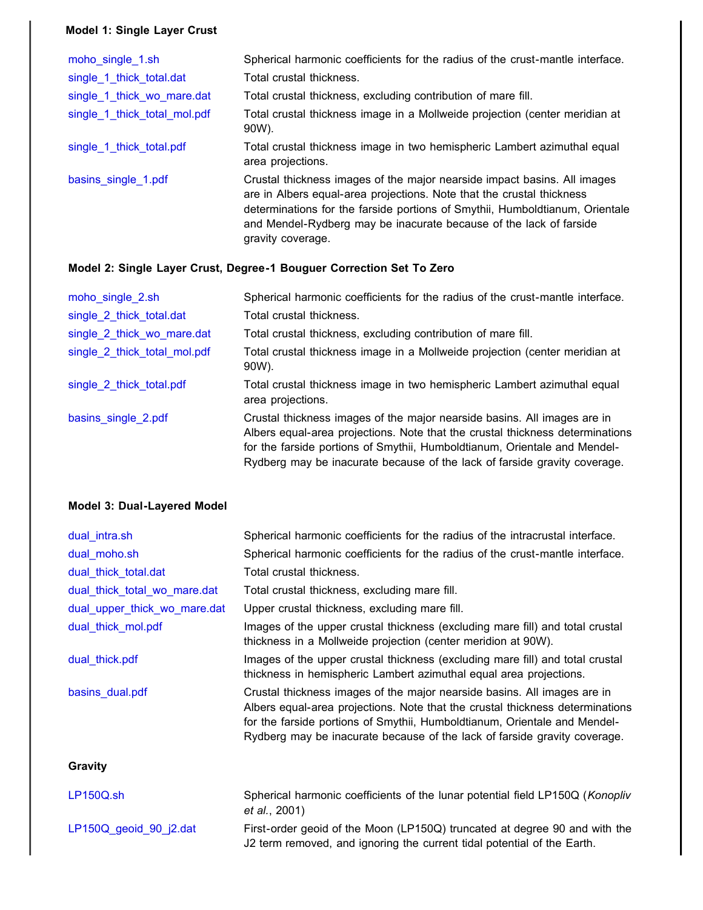### Model 1: Single Layer Crust

| | |
|---|---|
| moho_single_1.sh | Spherical harmonic coefficients for the radius of the crust-mantle interface. |
| single_1_thick_total.dat | Total crustal thickness. |
| single_1_thick_wo_mare.dat | Total crustal thickness, excluding contribution of mare fill. |
| single_1_thick_total_mol.pdf | Total crustal thickness image in a Mollweide projection (center meridian at 90W). |
| single_1_thick_total.pdf | Total crustal thickness image in two hemispheric Lambert azimuthal equal area projections. |
| basins_single_1.pdf | Crustal thickness images of the major nearside impact basins. All images are in Albers equal-area projections. Note that the crustal thickness determinations for the farside portions of Smythii, Humboldtianum, Orientale and Mendel-Rydberg may be inacurate because of the lack of farside gravity coverage. |

### Model 2: Single Layer Crust, Degree-1 Bouguer Correction Set To Zero

| | |
|---|---|
| moho_single_2.sh | Spherical harmonic coefficients for the radius of the crust-mantle interface. |
| single_2_thick_total.dat | Total crustal thickness. |
| single_2_thick_wo_mare.dat | Total crustal thickness, excluding contribution of mare fill. |
| single_2_thick_total_mol.pdf | Total crustal thickness image in a Mollweide projection (center meridian at 90W). |
| single_2_thick_total.pdf | Total crustal thickness image in two hemispheric Lambert azimuthal equal area projections. |
| basins_single_2.pdf | Crustal thickness images of the major nearside basins. All images are in Albers equal-area projections. Note that the crustal thickness determinations for the farside portions of Smythii, Humboldtianum, Orientale and Mendel-Rydberg may be inacurate because of the lack of farside gravity coverage. |

### Model 3: Dual-Layered Model

| | |
|---|---|
| dual_intra.sh | Spherical harmonic coefficients for the radius of the intracrustal interface. |
| dual_moho.sh | Spherical harmonic coefficients for the radius of the crust-mantle interface. |
| dual_thick_total.dat | Total crustal thickness. |
| dual_thick_total_wo_mare.dat | Total crustal thickness, excluding mare fill. |
| dual_upper_thick_wo_mare.dat | Upper crustal thickness, excluding mare fill. |
| dual_thick_mol.pdf | Images of the upper crustal thickness (excluding mare fill) and total crustal thickness in a Mollweide projection (center meridion at 90W). |
| dual_thick.pdf | Images of the upper crustal thickness (excluding mare fill) and total crustal thickness in hemispheric Lambert azimuthal equal area projections. |
| basins_dual.pdf | Crustal thickness images of the major nearside basins. All images are in Albers equal-area projections. Note that the crustal thickness determinations for the farside portions of Smythii, Humboldtianum, Orientale and Mendel-Rydberg may be inacurate because of the lack of farside gravity coverage. |

### Gravity

| | |
|---|---|
| LP150Q.sh | Spherical harmonic coefficients of the lunar potential field LP150Q (*Konopliv et al.*, 2001) |
| LP150Q_geoid_90_j2.dat | First-order geoid of the Moon (LP150Q) truncated at degree 90 and with the J2 term removed, and ignoring the current tidal potential of the Earth. |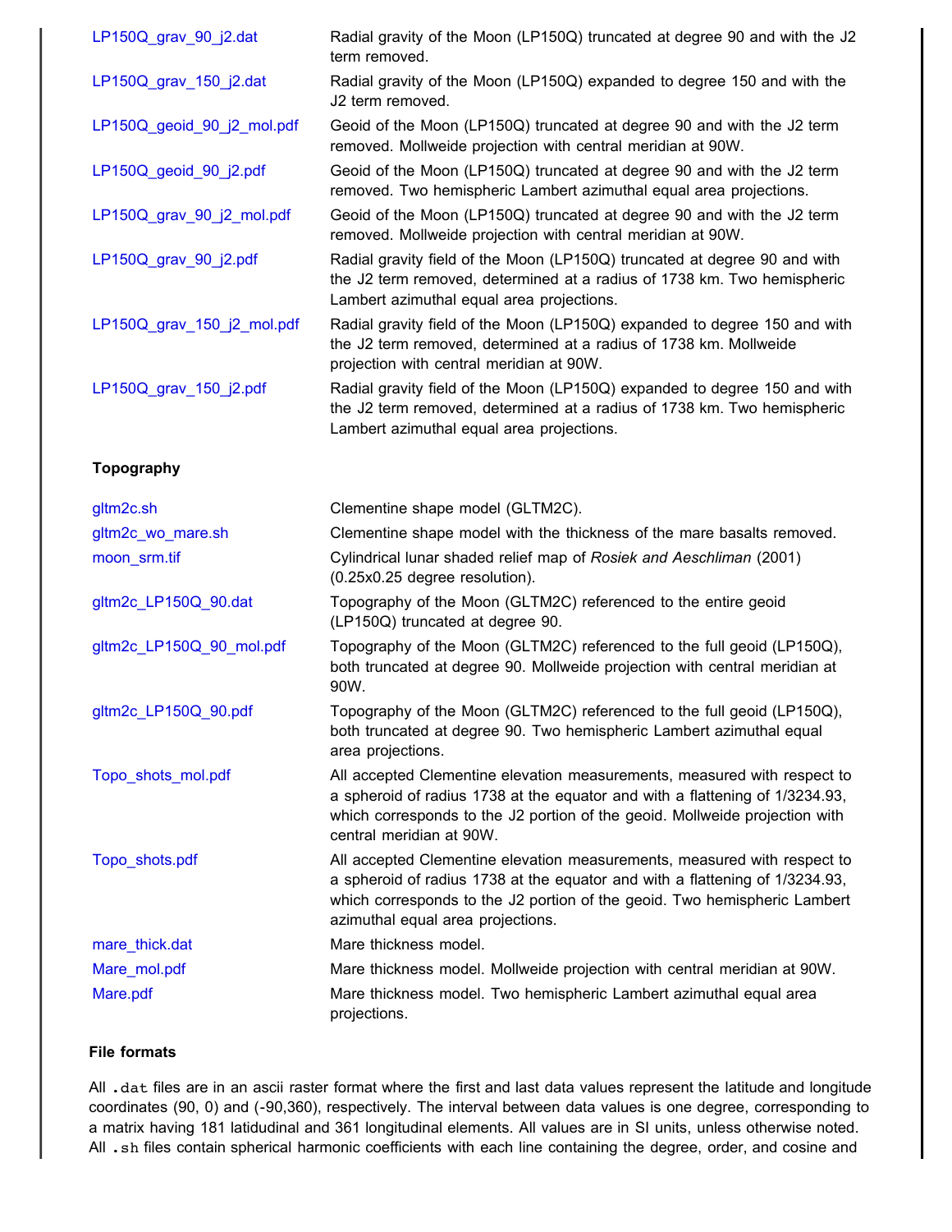| | |
|---|---|
| LP150Q_grav_90_j2.dat | Radial gravity of the Moon (LP150Q) truncated at degree 90 and with the J2 term removed. |
| LP150Q_grav_150_j2.dat | Radial gravity of the Moon (LP150Q) expanded to degree 150 and with the J2 term removed. |
| LP150Q_geoid_90_j2_mol.pdf | Geoid of the Moon (LP150Q) truncated at degree 90 and with the J2 term removed. Mollweide projection with central meridian at 90W. |
| LP150Q_geoid_90_j2.pdf | Geoid of the Moon (LP150Q) truncated at degree 90 and with the J2 term removed. Two hemispheric Lambert azimuthal equal area projections. |
| LP150Q_grav_90_j2_mol.pdf | Geoid of the Moon (LP150Q) truncated at degree 90 and with the J2 term removed. Mollweide projection with central meridian at 90W. |
| LP150Q_grav_90_j2.pdf | Radial gravity field of the Moon (LP150Q) truncated at degree 90 and with the J2 term removed, determined at a radius of 1738 km. Two hemispheric Lambert azimuthal equal area projections. |
| LP150Q_grav_150_j2_mol.pdf | Radial gravity field of the Moon (LP150Q) expanded to degree 150 and with the J2 term removed, determined at a radius of 1738 km. Mollweide projection with central meridian at 90W. |
| LP150Q_grav_150_j2.pdf | Radial gravity field of the Moon (LP150Q) expanded to degree 150 and with the J2 term removed, determined at a radius of 1738 km. Two hemispheric Lambert azimuthal equal area projections. |

**Topography**

| | |
|---|---|
| gltm2c.sh | Clementine shape model (GLTM2C). |
| gltm2c_wo_mare.sh | Clementine shape model with the thickness of the mare basalts removed. |
| moon_srm.tif | Cylindrical lunar shaded relief map of *Rosiek and Aeschliman* (2001) (0.25x0.25 degree resolution). |
| gltm2c_LP150Q_90.dat | Topography of the Moon (GLTM2C) referenced to the entire geoid (LP150Q) truncated at degree 90. |
| gltm2c_LP150Q_90_mol.pdf | Topography of the Moon (GLTM2C) referenced to the full geoid (LP150Q), both truncated at degree 90. Mollweide projection with central meridian at 90W. |
| gltm2c_LP150Q_90.pdf | Topography of the Moon (GLTM2C) referenced to the full geoid (LP150Q), both truncated at degree 90. Two hemispheric Lambert azimuthal equal area projections. |
| Topo_shots_mol.pdf | All accepted Clementine elevation measurements, measured with respect to a spheroid of radius 1738 at the equator and with a flattening of 1/3234.93, which corresponds to the J2 portion of the geoid. Mollweide projection with central meridian at 90W. |
| Topo_shots.pdf | All accepted Clementine elevation measurements, measured with respect to a spheroid of radius 1738 at the equator and with a flattening of 1/3234.93, which corresponds to the J2 portion of the geoid. Two hemispheric Lambert azimuthal equal area projections. |
| mare_thick.dat | Mare thickness model. |
| Mare_mol.pdf | Mare thickness model. Mollweide projection with central meridian at 90W. |
| Mare.pdf | Mare thickness model. Two hemispheric Lambert azimuthal equal area projections. |

**File formats**

All `.dat` files are in an ascii raster format where the first and last data values represent the latitude and longitude coordinates (90, 0) and (-90,360), respectively. The interval between data values is one degree, corresponding to a matrix having 181 latidudinal and 361 longitudinal elements. All values are in SI units, unless otherwise noted. All `.sh` files contain spherical harmonic coefficients with each line containing the degree, order, and cosine and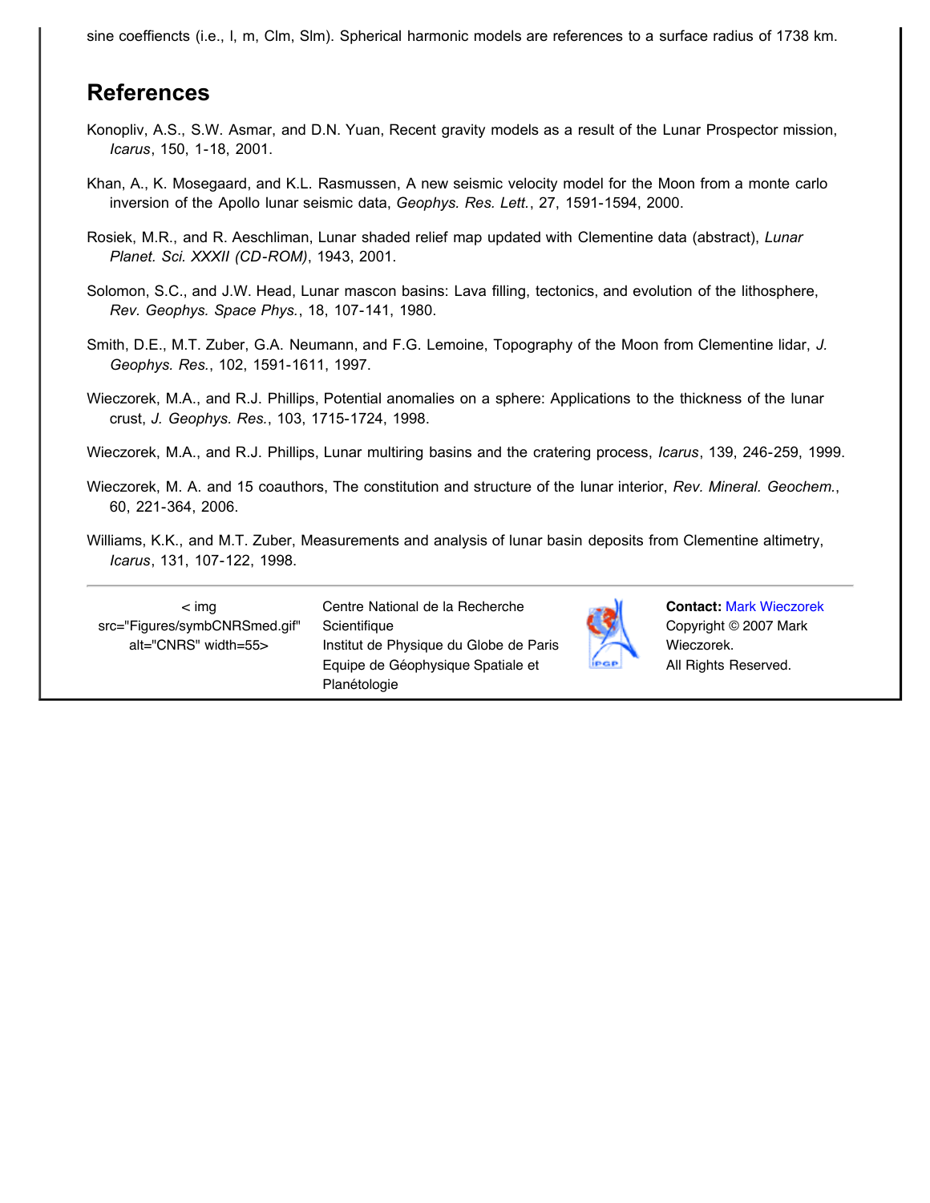sine coeffiencts (i.e., l, m, Clm, Slm). Spherical harmonic models are references to a surface radius of 1738 km.

## References

Konopliv, A.S., S.W. Asmar, and D.N. Yuan, Recent gravity models as a result of the Lunar Prospector mission, *Icarus*, 150, 1-18, 2001.

Khan, A., K. Mosegaard, and K.L. Rasmussen, A new seismic velocity model for the Moon from a monte carlo inversion of the Apollo lunar seismic data, *Geophys. Res. Lett.*, 27, 1591-1594, 2000.

Rosiek, M.R., and R. Aeschliman, Lunar shaded relief map updated with Clementine data (abstract), *Lunar Planet. Sci. XXXII (CD-ROM)*, 1943, 2001.

Solomon, S.C., and J.W. Head, Lunar mascon basins: Lava filling, tectonics, and evolution of the lithosphere, *Rev. Geophys. Space Phys.*, 18, 107-141, 1980.

Smith, D.E., M.T. Zuber, G.A. Neumann, and F.G. Lemoine, Topography of the Moon from Clementine lidar, *J. Geophys. Res.*, 102, 1591-1611, 1997.

Wieczorek, M.A., and R.J. Phillips, Potential anomalies on a sphere: Applications to the thickness of the lunar crust, *J. Geophys. Res.*, 103, 1715-1724, 1998.

Wieczorek, M.A., and R.J. Phillips, Lunar multiring basins and the cratering process, *Icarus*, 139, 246-259, 1999.

Wieczorek, M. A. and 15 coauthors, The constitution and structure of the lunar interior, *Rev. Mineral. Geochem.*, 60, 221-364, 2006.

Williams, K.K., and M.T. Zuber, Measurements and analysis of lunar basin deposits from Clementine altimetry, *Icarus*, 131, 107-122, 1998.

---

< img src="Figures/symbCNRSmed.gif" alt="CNRS" width=55>

Centre National de la Recherche Scientifique
Institut de Physique du Globe de Paris
Equipe de Géophysique Spatiale et Planétologie

**Contact:** Mark Wieczorek
Copyright © 2007 Mark Wieczorek.
All Rights Reserved.